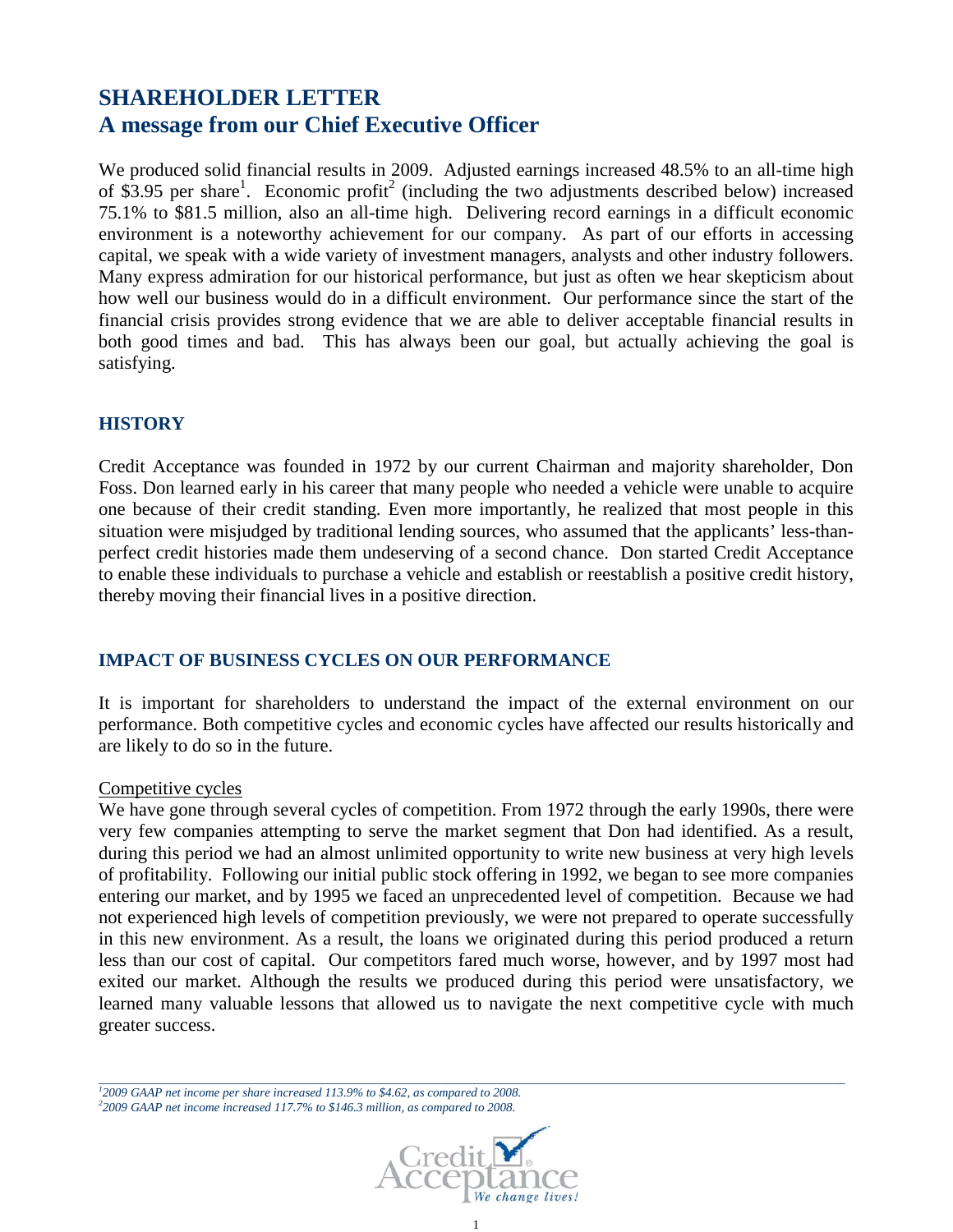# SHAREHOLDER LETTER
# A message from our Chief Executive Officer

We produced solid financial results in 2009. Adjusted earnings increased 48.5% to an all-time high of $3.95 per share[1]. Economic profit[2] (including the two adjustments described below) increased 75.1% to $81.5 million, also an all-time high. Delivering record earnings in a difficult economic environment is a noteworthy achievement for our company. As part of our efforts in accessing capital, we speak with a wide variety of investment managers, analysts and other industry followers. Many express admiration for our historical performance, but just as often we hear skepticism about how well our business would do in a difficult environment. Our performance since the start of the financial crisis provides strong evidence that we are able to deliver acceptable financial results in both good times and bad. This has always been our goal, but actually achieving the goal is satisfying.

## HISTORY

Credit Acceptance was founded in 1972 by our current Chairman and majority shareholder, Don Foss. Don learned early in his career that many people who needed a vehicle were unable to acquire one because of their credit standing. Even more importantly, he realized that most people in this situation were misjudged by traditional lending sources, who assumed that the applicants' less-than-perfect credit histories made them undeserving of a second chance. Don started Credit Acceptance to enable these individuals to purchase a vehicle and establish or reestablish a positive credit history, thereby moving their financial lives in a positive direction.

## IMPACT OF BUSINESS CYCLES ON OUR PERFORMANCE

It is important for shareholders to understand the impact of the external environment on our performance. Both competitive cycles and economic cycles have affected our results historically and are likely to do so in the future.

Competitive cycles

We have gone through several cycles of competition. From 1972 through the early 1990s, there were very few companies attempting to serve the market segment that Don had identified. As a result, during this period we had an almost unlimited opportunity to write new business at very high levels of profitability. Following our initial public stock offering in 1992, we began to see more companies entering our market, and by 1995 we faced an unprecedented level of competition. Because we had not experienced high levels of competition previously, we were not prepared to operate successfully in this new environment. As a result, the loans we originated during this period produced a return less than our cost of capital. Our competitors fared much worse, however, and by 1997 most had exited our market. Although the results we produced during this period were unsatisfactory, we learned many valuable lessons that allowed us to navigate the next competitive cycle with much greater success.

---

*[1] 2009 GAAP net income per share increased 113.9% to $4.62, as compared to 2008.*
*[2] 2009 GAAP net income increased 117.7% to $146.3 million, as compared to 2008.*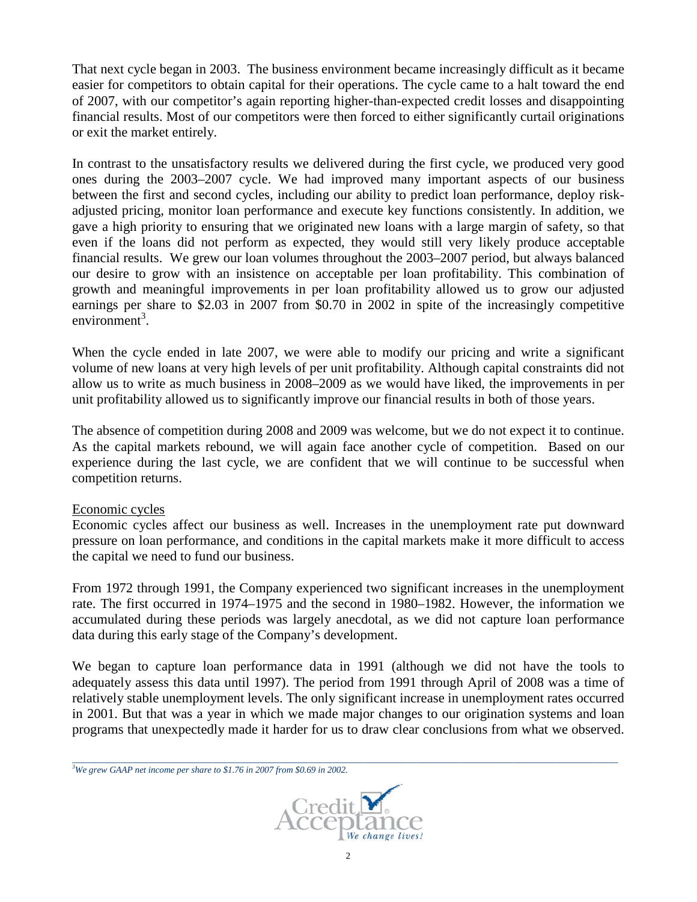That next cycle began in 2003. The business environment became increasingly difficult as it became easier for competitors to obtain capital for their operations. The cycle came to a halt toward the end of 2007, with our competitor's again reporting higher-than-expected credit losses and disappointing financial results. Most of our competitors were then forced to either significantly curtail originations or exit the market entirely.

In contrast to the unsatisfactory results we delivered during the first cycle, we produced very good ones during the 2003–2007 cycle. We had improved many important aspects of our business between the first and second cycles, including our ability to predict loan performance, deploy risk-adjusted pricing, monitor loan performance and execute key functions consistently. In addition, we gave a high priority to ensuring that we originated new loans with a large margin of safety, so that even if the loans did not perform as expected, they would still very likely produce acceptable financial results. We grew our loan volumes throughout the 2003–2007 period, but always balanced our desire to grow with an insistence on acceptable per loan profitability. This combination of growth and meaningful improvements in per loan profitability allowed us to grow our adjusted earnings per share to $2.03 in 2007 from $0.70 in 2002 in spite of the increasingly competitive environment[3].

When the cycle ended in late 2007, we were able to modify our pricing and write a significant volume of new loans at very high levels of per unit profitability. Although capital constraints did not allow us to write as much business in 2008–2009 as we would have liked, the improvements in per unit profitability allowed us to significantly improve our financial results in both of those years.

The absence of competition during 2008 and 2009 was welcome, but we do not expect it to continue. As the capital markets rebound, we will again face another cycle of competition. Based on our experience during the last cycle, we are confident that we will continue to be successful when competition returns.

Economic cycles

Economic cycles affect our business as well. Increases in the unemployment rate put downward pressure on loan performance, and conditions in the capital markets make it more difficult to access the capital we need to fund our business.

From 1972 through 1991, the Company experienced two significant increases in the unemployment rate. The first occurred in 1974–1975 and the second in 1980–1982. However, the information we accumulated during these periods was largely anecdotal, as we did not capture loan performance data during this early stage of the Company's development.

We began to capture loan performance data in 1991 (although we did not have the tools to adequately assess this data until 1997). The period from 1991 through April of 2008 was a time of relatively stable unemployment levels. The only significant increase in unemployment rates occurred in 2001. But that was a year in which we made major changes to our origination systems and loan programs that unexpectedly made it harder for us to draw clear conclusions from what we observed.

---

*[3]We grew GAAP net income per share to $1.76 in 2007 from $0.69 in 2002.*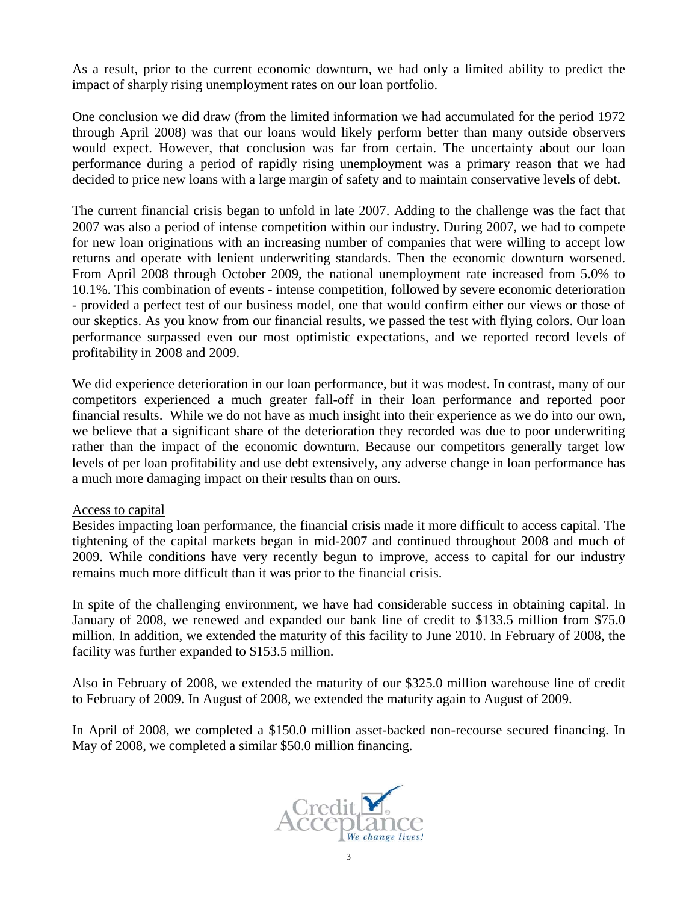As a result, prior to the current economic downturn, we had only a limited ability to predict the impact of sharply rising unemployment rates on our loan portfolio.

One conclusion we did draw (from the limited information we had accumulated for the period 1972 through April 2008) was that our loans would likely perform better than many outside observers would expect. However, that conclusion was far from certain. The uncertainty about our loan performance during a period of rapidly rising unemployment was a primary reason that we had decided to price new loans with a large margin of safety and to maintain conservative levels of debt.

The current financial crisis began to unfold in late 2007. Adding to the challenge was the fact that 2007 was also a period of intense competition within our industry. During 2007, we had to compete for new loan originations with an increasing number of companies that were willing to accept low returns and operate with lenient underwriting standards. Then the economic downturn worsened. From April 2008 through October 2009, the national unemployment rate increased from 5.0% to 10.1%. This combination of events - intense competition, followed by severe economic deterioration - provided a perfect test of our business model, one that would confirm either our views or those of our skeptics. As you know from our financial results, we passed the test with flying colors. Our loan performance surpassed even our most optimistic expectations, and we reported record levels of profitability in 2008 and 2009.

We did experience deterioration in our loan performance, but it was modest. In contrast, many of our competitors experienced a much greater fall-off in their loan performance and reported poor financial results. While we do not have as much insight into their experience as we do into our own, we believe that a significant share of the deterioration they recorded was due to poor underwriting rather than the impact of the economic downturn. Because our competitors generally target low levels of per loan profitability and use debt extensively, any adverse change in loan performance has a much more damaging impact on their results than on ours.

Access to capital

Besides impacting loan performance, the financial crisis made it more difficult to access capital. The tightening of the capital markets began in mid-2007 and continued throughout 2008 and much of 2009. While conditions have very recently begun to improve, access to capital for our industry remains much more difficult than it was prior to the financial crisis.

In spite of the challenging environment, we have had considerable success in obtaining capital. In January of 2008, we renewed and expanded our bank line of credit to $133.5 million from $75.0 million. In addition, we extended the maturity of this facility to June 2010. In February of 2008, the facility was further expanded to $153.5 million.

Also in February of 2008, we extended the maturity of our $325.0 million warehouse line of credit to February of 2009. In August of 2008, we extended the maturity again to August of 2009.

In April of 2008, we completed a $150.0 million asset-backed non-recourse secured financing. In May of 2008, we completed a similar $50.0 million financing.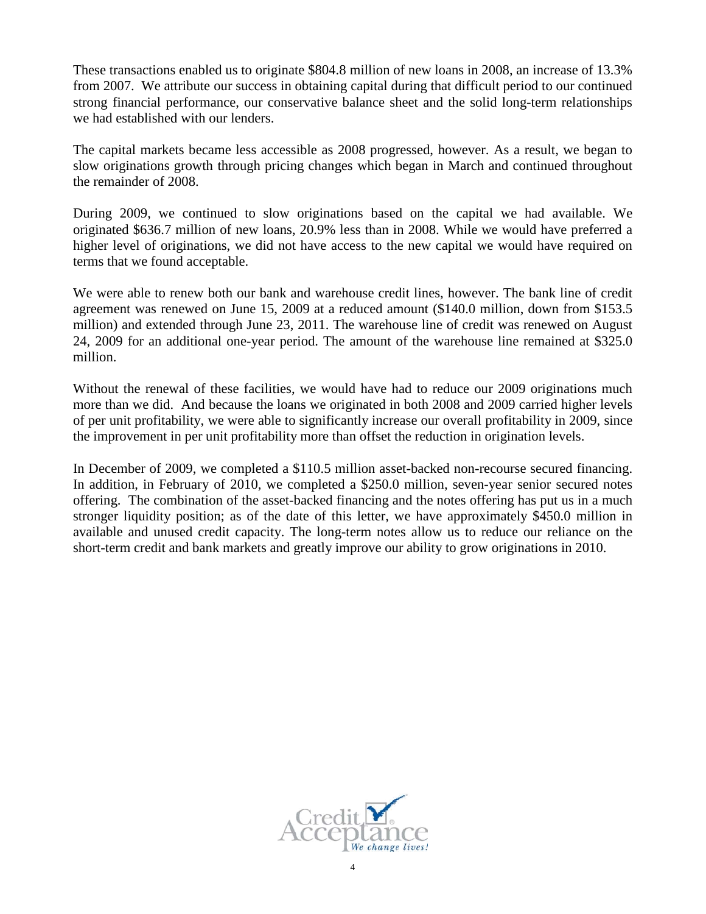These transactions enabled us to originate $804.8 million of new loans in 2008, an increase of 13.3% from 2007. We attribute our success in obtaining capital during that difficult period to our continued strong financial performance, our conservative balance sheet and the solid long-term relationships we had established with our lenders.

The capital markets became less accessible as 2008 progressed, however. As a result, we began to slow originations growth through pricing changes which began in March and continued throughout the remainder of 2008.

During 2009, we continued to slow originations based on the capital we had available. We originated $636.7 million of new loans, 20.9% less than in 2008. While we would have preferred a higher level of originations, we did not have access to the new capital we would have required on terms that we found acceptable.

We were able to renew both our bank and warehouse credit lines, however. The bank line of credit agreement was renewed on June 15, 2009 at a reduced amount ($140.0 million, down from $153.5 million) and extended through June 23, 2011. The warehouse line of credit was renewed on August 24, 2009 for an additional one-year period. The amount of the warehouse line remained at $325.0 million.

Without the renewal of these facilities, we would have had to reduce our 2009 originations much more than we did. And because the loans we originated in both 2008 and 2009 carried higher levels of per unit profitability, we were able to significantly increase our overall profitability in 2009, since the improvement in per unit profitability more than offset the reduction in origination levels.

In December of 2009, we completed a $110.5 million asset-backed non-recourse secured financing. In addition, in February of 2010, we completed a $250.0 million, seven-year senior secured notes offering. The combination of the asset-backed financing and the notes offering has put us in a much stronger liquidity position; as of the date of this letter, we have approximately $450.0 million in available and unused credit capacity. The long-term notes allow us to reduce our reliance on the short-term credit and bank markets and greatly improve our ability to grow originations in 2010.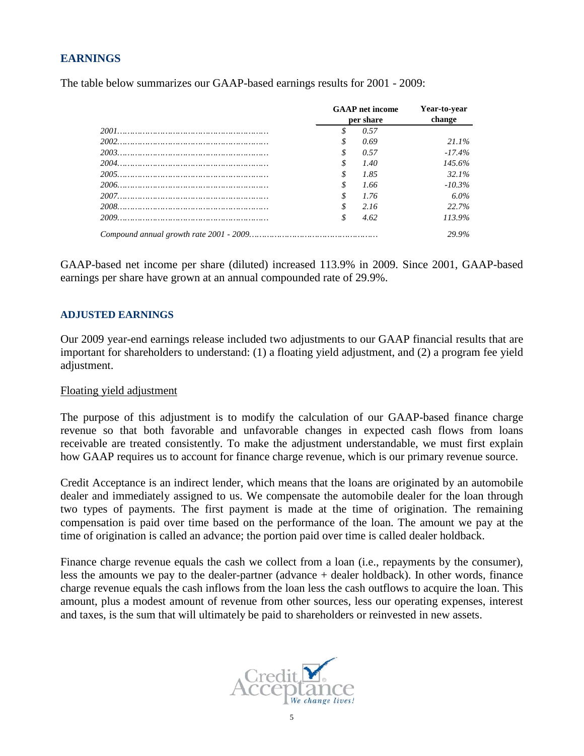## EARNINGS

The table below summarizes our GAAP-based earnings results for 2001 - 2009:

| | GAAP net income per share | Year-to-year change |
|---|---|---|
| *2001* | *$ 0.57* | |
| *2002* | *$ 0.69* | *21.1%* |
| *2003* | *$ 0.57* | *-17.4%* |
| *2004* | *$ 1.40* | *145.6%* |
| *2005* | *$ 1.85* | *32.1%* |
| *2006* | *$ 1.66* | *-10.3%* |
| *2007* | *$ 1.76* | *6.0%* |
| *2008* | *$ 2.16* | *22.7%* |
| *2009* | *$ 4.62* | *113.9%* |
| *Compound annual growth rate 2001 - 2009* | | *29.9%* |

GAAP-based net income per share (diluted) increased 113.9% in 2009. Since 2001, GAAP-based earnings per share have grown at an annual compounded rate of 29.9%.

### ADJUSTED EARNINGS

Our 2009 year-end earnings release included two adjustments to our GAAP financial results that are important for shareholders to understand: (1) a floating yield adjustment, and (2) a program fee yield adjustment.

Floating yield adjustment

The purpose of this adjustment is to modify the calculation of our GAAP-based finance charge revenue so that both favorable and unfavorable changes in expected cash flows from loans receivable are treated consistently. To make the adjustment understandable, we must first explain how GAAP requires us to account for finance charge revenue, which is our primary revenue source.

Credit Acceptance is an indirect lender, which means that the loans are originated by an automobile dealer and immediately assigned to us. We compensate the automobile dealer for the loan through two types of payments. The first payment is made at the time of origination. The remaining compensation is paid over time based on the performance of the loan. The amount we pay at the time of origination is called an advance; the portion paid over time is called dealer holdback.

Finance charge revenue equals the cash we collect from a loan (i.e., repayments by the consumer), less the amounts we pay to the dealer-partner (advance + dealer holdback). In other words, finance charge revenue equals the cash inflows from the loan less the cash outflows to acquire the loan. This amount, plus a modest amount of revenue from other sources, less our operating expenses, interest and taxes, is the sum that will ultimately be paid to shareholders or reinvested in new assets.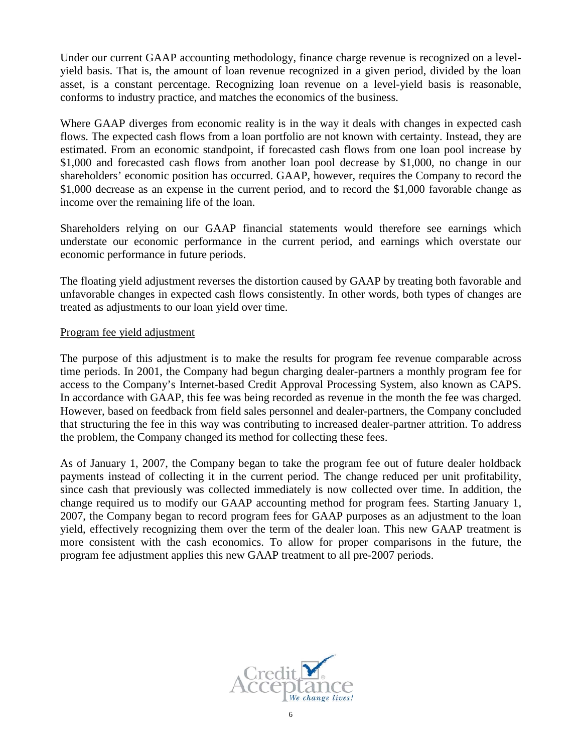Under our current GAAP accounting methodology, finance charge revenue is recognized on a level-yield basis. That is, the amount of loan revenue recognized in a given period, divided by the loan asset, is a constant percentage. Recognizing loan revenue on a level-yield basis is reasonable, conforms to industry practice, and matches the economics of the business.

Where GAAP diverges from economic reality is in the way it deals with changes in expected cash flows. The expected cash flows from a loan portfolio are not known with certainty. Instead, they are estimated. From an economic standpoint, if forecasted cash flows from one loan pool increase by $1,000 and forecasted cash flows from another loan pool decrease by $1,000, no change in our shareholders' economic position has occurred. GAAP, however, requires the Company to record the $1,000 decrease as an expense in the current period, and to record the $1,000 favorable change as income over the remaining life of the loan.

Shareholders relying on our GAAP financial statements would therefore see earnings which understate our economic performance in the current period, and earnings which overstate our economic performance in future periods.

The floating yield adjustment reverses the distortion caused by GAAP by treating both favorable and unfavorable changes in expected cash flows consistently. In other words, both types of changes are treated as adjustments to our loan yield over time.

<u>Program fee yield adjustment</u>

The purpose of this adjustment is to make the results for program fee revenue comparable across time periods. In 2001, the Company had begun charging dealer-partners a monthly program fee for access to the Company's Internet-based Credit Approval Processing System, also known as CAPS. In accordance with GAAP, this fee was being recorded as revenue in the month the fee was charged. However, based on feedback from field sales personnel and dealer-partners, the Company concluded that structuring the fee in this way was contributing to increased dealer-partner attrition. To address the problem, the Company changed its method for collecting these fees.

As of January 1, 2007, the Company began to take the program fee out of future dealer holdback payments instead of collecting it in the current period. The change reduced per unit profitability, since cash that previously was collected immediately is now collected over time. In addition, the change required us to modify our GAAP accounting method for program fees. Starting January 1, 2007, the Company began to record program fees for GAAP purposes as an adjustment to the loan yield, effectively recognizing them over the term of the dealer loan. This new GAAP treatment is more consistent with the cash economics. To allow for proper comparisons in the future, the program fee adjustment applies this new GAAP treatment to all pre-2007 periods.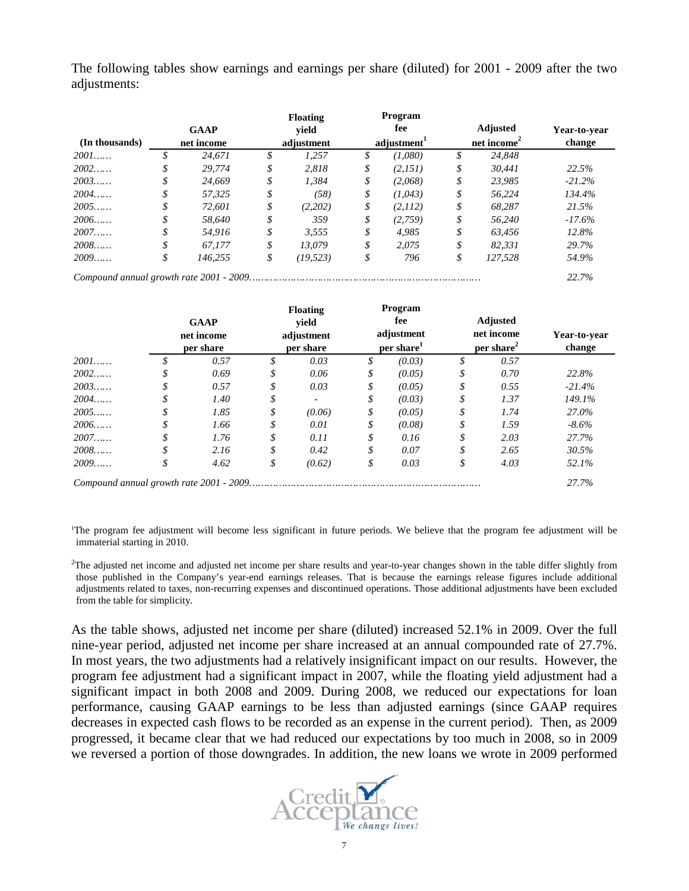The following tables show earnings and earnings per share (diluted) for 2001 - 2009 after the two adjustments:

| (In thousands) | GAAP net income | Floating yield adjustment | Program fee adjustment[1] | Adjusted net income[2] | Year-to-year change |
|---|---|---|---|---|---|
| *2001……* | *$ 24,671* | *$ 1,257* | *$ (1,080)* | *$ 24,848* | |
| *2002……* | *$ 29,774* | *$ 2,818* | *$ (2,151)* | *$ 30,441* | *22.5%* |
| *2003……* | *$ 24,669* | *$ 1,384* | *$ (2,068)* | *$ 23,985* | *-21.2%* |
| *2004……* | *$ 57,325* | *$ (58)* | *$ (1,043)* | *$ 56,224* | *134.4%* |
| *2005……* | *$ 72,601* | *$ (2,202)* | *$ (2,112)* | *$ 68,287* | *21.5%* |
| *2006……* | *$ 58,640* | *$ 359* | *$ (2,759)* | *$ 56,240* | *-17.6%* |
| *2007……* | *$ 54,916* | *$ 3,555* | *$ 4,985* | *$ 63,456* | *12.8%* |
| *2008……* | *$ 67,177* | *$ 13,079* | *$ 2,075* | *$ 82,331* | *29.7%* |
| *2009……* | *$ 146,255* | *$ (19,523)* | *$ 796* | *$ 127,528* | *54.9%* |
| *Compound annual growth rate 2001 - 2009……* | | | | | *22.7%* |

| | GAAP net income per share | Floating yield adjustment per share | Program fee adjustment per share[1] | Adjusted net income per share[2] | Year-to-year change |
|---|---|---|---|---|---|
| *2001……* | *$ 0.57* | *$ 0.03* | *$ (0.03)* | *$ 0.57* | |
| *2002……* | *$ 0.69* | *$ 0.06* | *$ (0.05)* | *$ 0.70* | *22.8%* |
| *2003……* | *$ 0.57* | *$ 0.03* | *$ (0.05)* | *$ 0.55* | *-21.4%* |
| *2004……* | *$ 1.40* | *$ -* | *$ (0.03)* | *$ 1.37* | *149.1%* |
| *2005……* | *$ 1.85* | *$ (0.06)* | *$ (0.05)* | *$ 1.74* | *27.0%* |
| *2006……* | *$ 1.66* | *$ 0.01* | *$ (0.08)* | *$ 1.59* | *-8.6%* |
| *2007……* | *$ 1.76* | *$ 0.11* | *$ 0.16* | *$ 2.03* | *27.7%* |
| *2008……* | *$ 2.16* | *$ 0.42* | *$ 0.07* | *$ 2.65* | *30.5%* |
| *2009……* | *$ 4.62* | *$ (0.62)* | *$ 0.03* | *$ 4.03* | *52.1%* |
| *Compound annual growth rate 2001 - 2009……* | | | | | *27.7%* |

[1]The program fee adjustment will become less significant in future periods. We believe that the program fee adjustment will be immaterial starting in 2010.

[2]The adjusted net income and adjusted net income per share results and year-to-year changes shown in the table differ slightly from those published in the Company's year-end earnings releases. That is because the earnings release figures include additional adjustments related to taxes, non-recurring expenses and discontinued operations. Those additional adjustments have been excluded from the table for simplicity.

As the table shows, adjusted net income per share (diluted) increased 52.1% in 2009. Over the full nine-year period, adjusted net income per share increased at an annual compounded rate of 27.7%. In most years, the two adjustments had a relatively insignificant impact on our results. However, the program fee adjustment had a significant impact in 2007, while the floating yield adjustment had a significant impact in both 2008 and 2009. During 2008, we reduced our expectations for loan performance, causing GAAP earnings to be less than adjusted earnings (since GAAP requires decreases in expected cash flows to be recorded as an expense in the current period). Then, as 2009 progressed, it became clear that we had reduced our expectations by too much in 2008, so in 2009 we reversed a portion of those downgrades. In addition, the new loans we wrote in 2009 performed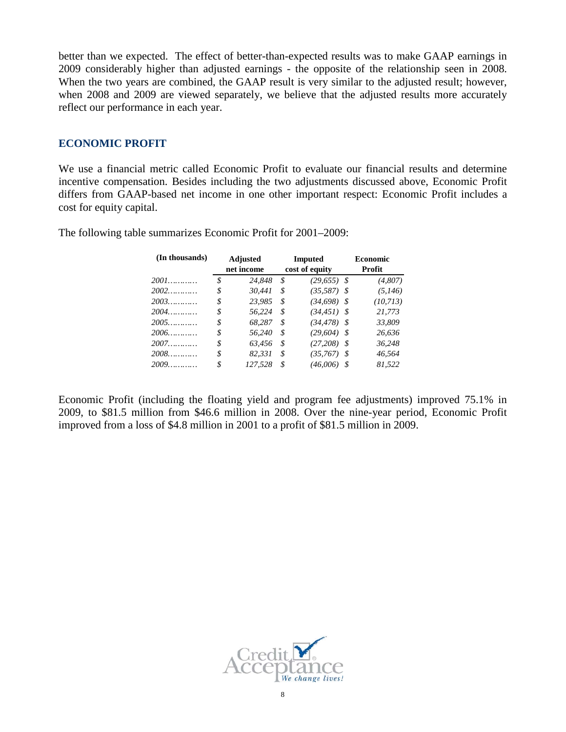better than we expected. The effect of better-than-expected results was to make GAAP earnings in 2009 considerably higher than adjusted earnings - the opposite of the relationship seen in 2008. When the two years are combined, the GAAP result is very similar to the adjusted result; however, when 2008 and 2009 are viewed separately, we believe that the adjusted results more accurately reflect our performance in each year.

## ECONOMIC PROFIT

We use a financial metric called Economic Profit to evaluate our financial results and determine incentive compensation. Besides including the two adjustments discussed above, Economic Profit differs from GAAP-based net income in one other important respect: Economic Profit includes a cost for equity capital.

The following table summarizes Economic Profit for 2001–2009:

| (In thousands) | Adjusted net income | Imputed cost of equity | Economic Profit |
|---|---|---|---|
| *2001…………* | *$ 24,848* | *$ (29,655)* | *$ (4,807)* |
| *2002…………* | *$ 30,441* | *$ (35,587)* | *$ (5,146)* |
| *2003…………* | *$ 23,985* | *$ (34,698)* | *$ (10,713)* |
| *2004…………* | *$ 56,224* | *$ (34,451)* | *$ 21,773* |
| *2005…………* | *$ 68,287* | *$ (34,478)* | *$ 33,809* |
| *2006…………* | *$ 56,240* | *$ (29,604)* | *$ 26,636* |
| *2007…………* | *$ 63,456* | *$ (27,208)* | *$ 36,248* |
| *2008…………* | *$ 82,331* | *$ (35,767)* | *$ 46,564* |
| *2009…………* | *$ 127,528* | *$ (46,006)* | *$ 81,522* |

Economic Profit (including the floating yield and program fee adjustments) improved 75.1% in 2009, to $81.5 million from $46.6 million in 2008. Over the nine-year period, Economic Profit improved from a loss of $4.8 million in 2001 to a profit of $81.5 million in 2009.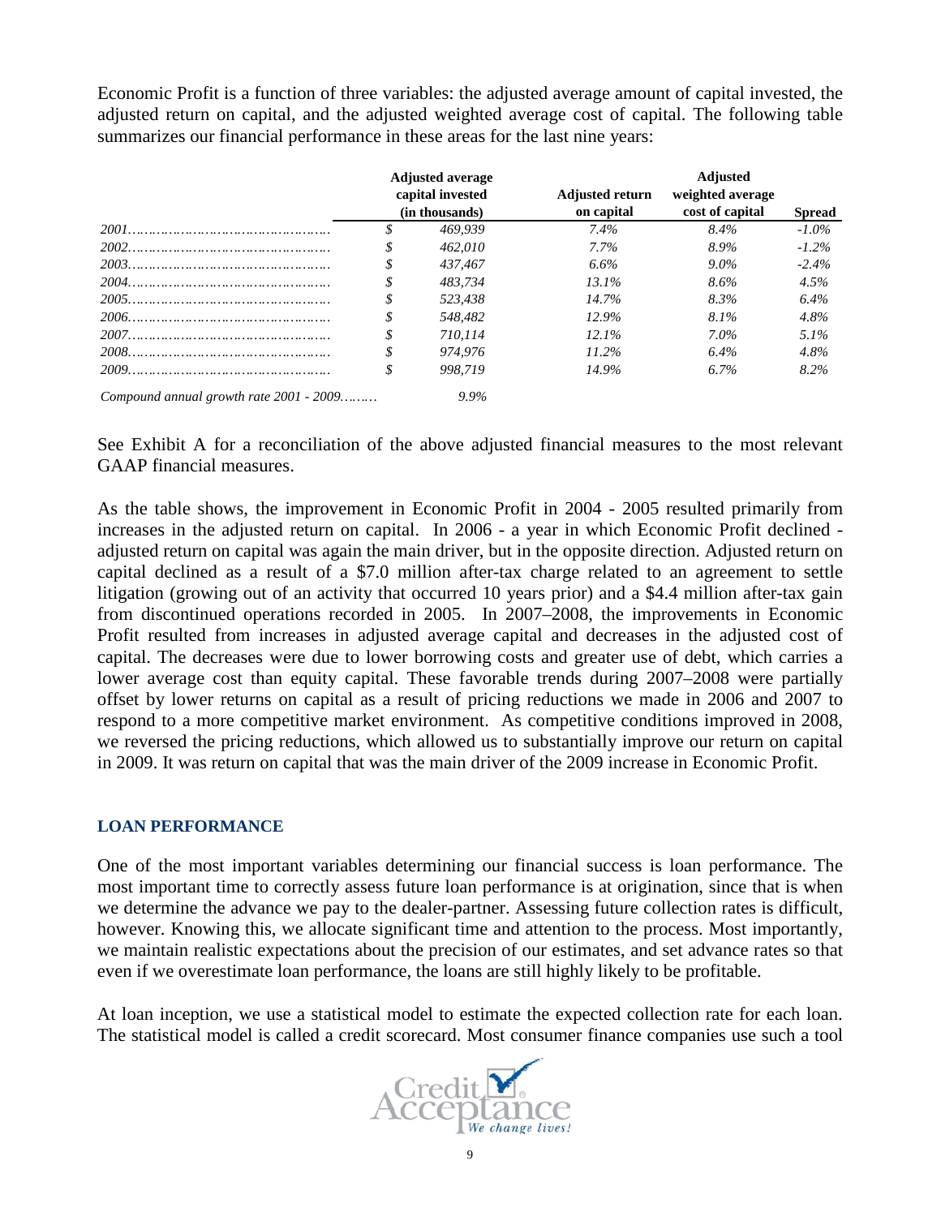Economic Profit is a function of three variables: the adjusted average amount of capital invested, the adjusted return on capital, and the adjusted weighted average cost of capital. The following table summarizes our financial performance in these areas for the last nine years:

| | Adjusted average capital invested (in thousands) | Adjusted return on capital | Adjusted weighted average cost of capital | Spread |
|---|---|---|---|---|
| *2001* | *$ 469,939* | *7.4%* | *8.4%* | *-1.0%* |
| *2002* | *$ 462,010* | *7.7%* | *8.9%* | *-1.2%* |
| *2003* | *$ 437,467* | *6.6%* | *9.0%* | *-2.4%* |
| *2004* | *$ 483,734* | *13.1%* | *8.6%* | *4.5%* |
| *2005* | *$ 523,438* | *14.7%* | *8.3%* | *6.4%* |
| *2006* | *$ 548,482* | *12.9%* | *8.1%* | *4.8%* |
| *2007* | *$ 710,114* | *12.1%* | *7.0%* | *5.1%* |
| *2008* | *$ 974,976* | *11.2%* | *6.4%* | *4.8%* |
| *2009* | *$ 998,719* | *14.9%* | *6.7%* | *8.2%* |
| *Compound annual growth rate 2001 - 2009* | *9.9%* | | | |

See Exhibit A for a reconciliation of the above adjusted financial measures to the most relevant GAAP financial measures.

As the table shows, the improvement in Economic Profit in 2004 - 2005 resulted primarily from increases in the adjusted return on capital. In 2006 - a year in which Economic Profit declined - adjusted return on capital was again the main driver, but in the opposite direction. Adjusted return on capital declined as a result of a $7.0 million after-tax charge related to an agreement to settle litigation (growing out of an activity that occurred 10 years prior) and a $4.4 million after-tax gain from discontinued operations recorded in 2005. In 2007–2008, the improvements in Economic Profit resulted from increases in adjusted average capital and decreases in the adjusted cost of capital. The decreases were due to lower borrowing costs and greater use of debt, which carries a lower average cost than equity capital. These favorable trends during 2007–2008 were partially offset by lower returns on capital as a result of pricing reductions we made in 2006 and 2007 to respond to a more competitive market environment. As competitive conditions improved in 2008, we reversed the pricing reductions, which allowed us to substantially improve our return on capital in 2009. It was return on capital that was the main driver of the 2009 increase in Economic Profit.

## LOAN PERFORMANCE

One of the most important variables determining our financial success is loan performance. The most important time to correctly assess future loan performance is at origination, since that is when we determine the advance we pay to the dealer-partner. Assessing future collection rates is difficult, however. Knowing this, we allocate significant time and attention to the process. Most importantly, we maintain realistic expectations about the precision of our estimates, and set advance rates so that even if we overestimate loan performance, the loans are still highly likely to be profitable.

At loan inception, we use a statistical model to estimate the expected collection rate for each loan. The statistical model is called a credit scorecard. Most consumer finance companies use such a tool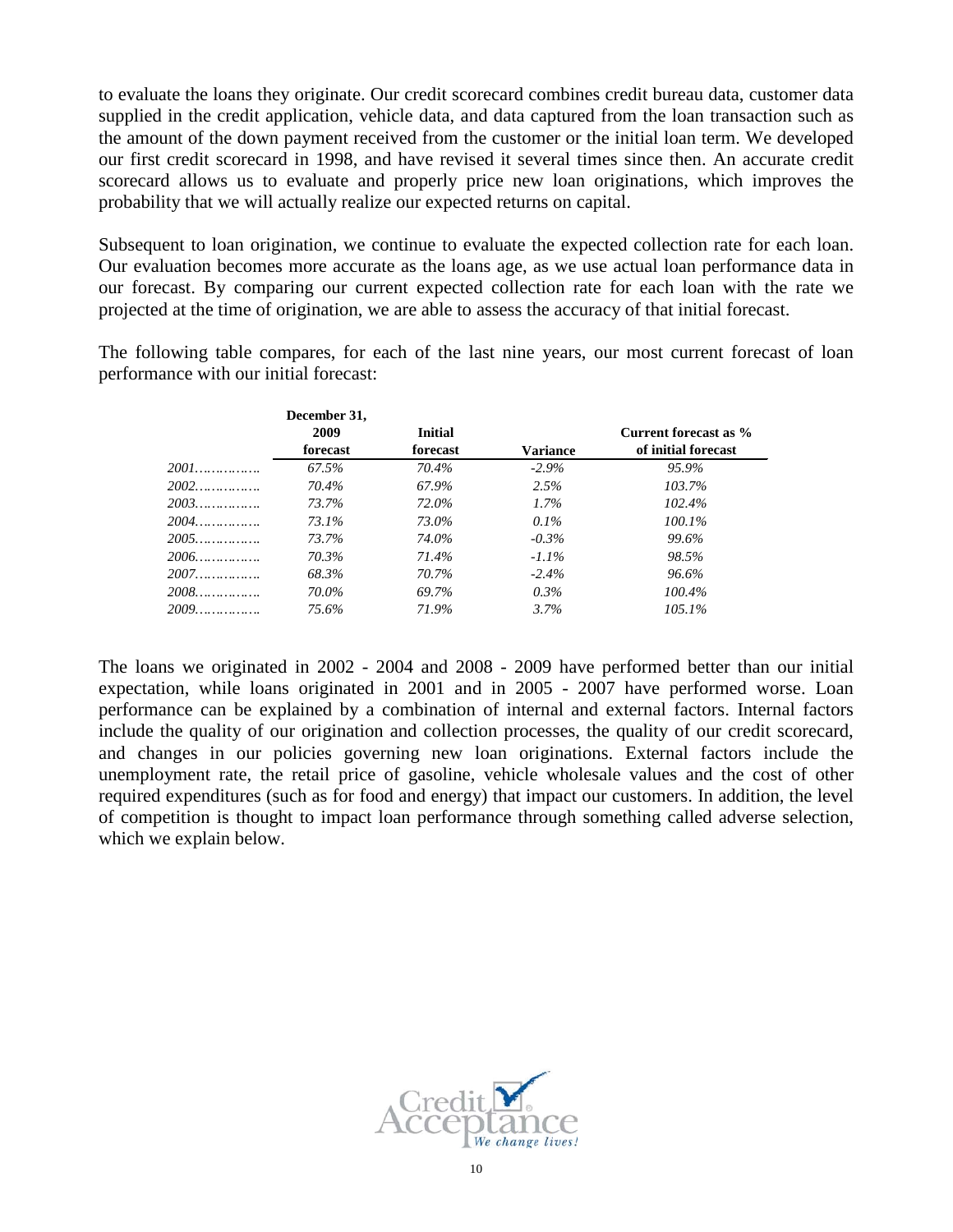to evaluate the loans they originate. Our credit scorecard combines credit bureau data, customer data supplied in the credit application, vehicle data, and data captured from the loan transaction such as the amount of the down payment received from the customer or the initial loan term. We developed our first credit scorecard in 1998, and have revised it several times since then. An accurate credit scorecard allows us to evaluate and properly price new loan originations, which improves the probability that we will actually realize our expected returns on capital.

Subsequent to loan origination, we continue to evaluate the expected collection rate for each loan. Our evaluation becomes more accurate as the loans age, as we use actual loan performance data in our forecast. By comparing our current expected collection rate for each loan with the rate we projected at the time of origination, we are able to assess the accuracy of that initial forecast.

The following table compares, for each of the last nine years, our most current forecast of loan performance with our initial forecast:

| | December 31, 2009 forecast | Initial forecast | Variance | Current forecast as % of initial forecast |
|---|---|---|---|---|
| *2001……………* | *67.5%* | *70.4%* | *-2.9%* | *95.9%* |
| *2002……………* | *70.4%* | *67.9%* | *2.5%* | *103.7%* |
| *2003……………* | *73.7%* | *72.0%* | *1.7%* | *102.4%* |
| *2004……………* | *73.1%* | *73.0%* | *0.1%* | *100.1%* |
| *2005……………* | *73.7%* | *74.0%* | *-0.3%* | *99.6%* |
| *2006……………* | *70.3%* | *71.4%* | *-1.1%* | *98.5%* |
| *2007……………* | *68.3%* | *70.7%* | *-2.4%* | *96.6%* |
| *2008……………* | *70.0%* | *69.7%* | *0.3%* | *100.4%* |
| *2009……………* | *75.6%* | *71.9%* | *3.7%* | *105.1%* |

The loans we originated in 2002 - 2004 and 2008 - 2009 have performed better than our initial expectation, while loans originated in 2001 and in 2005 - 2007 have performed worse. Loan performance can be explained by a combination of internal and external factors. Internal factors include the quality of our origination and collection processes, the quality of our credit scorecard, and changes in our policies governing new loan originations. External factors include the unemployment rate, the retail price of gasoline, vehicle wholesale values and the cost of other required expenditures (such as for food and energy) that impact our customers. In addition, the level of competition is thought to impact loan performance through something called adverse selection, which we explain below.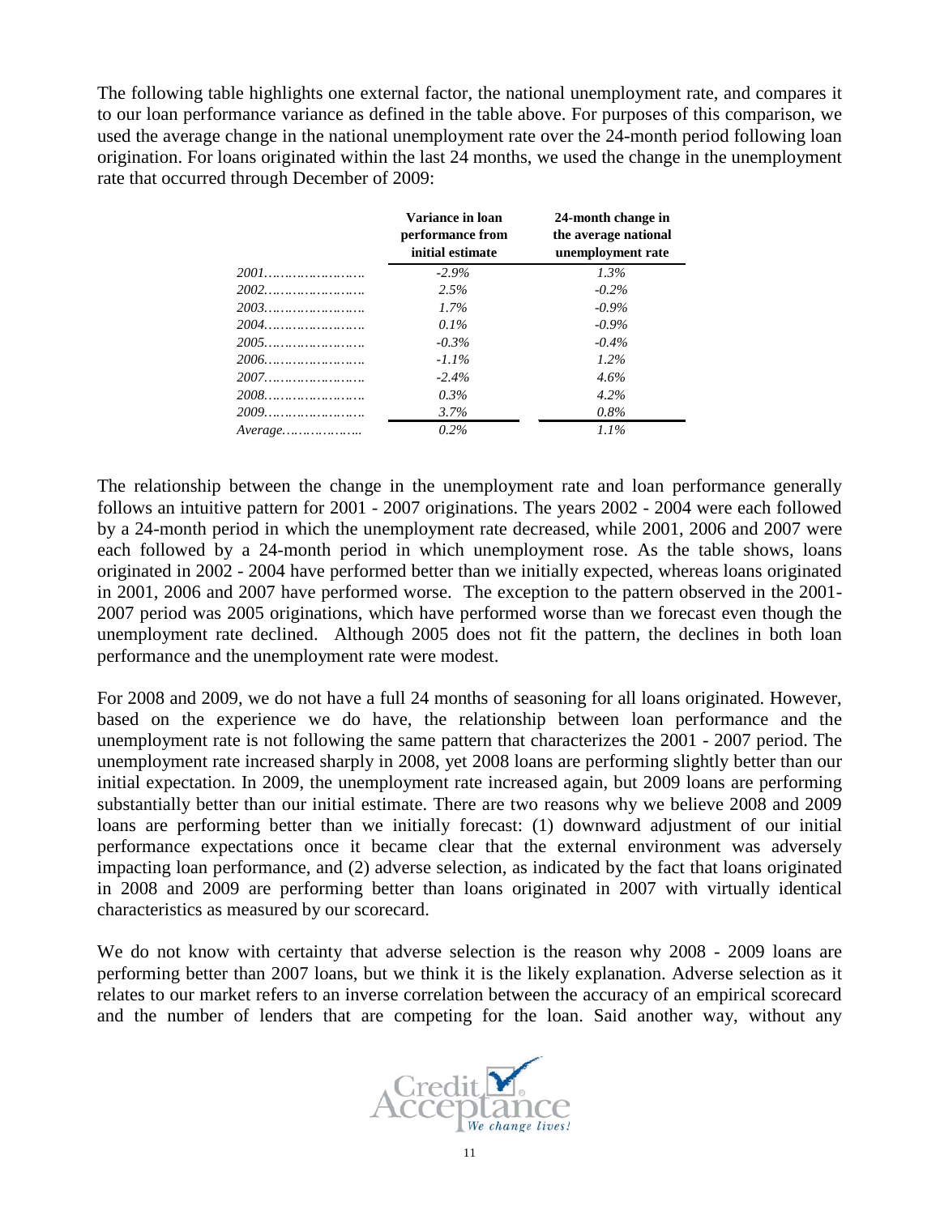The following table highlights one external factor, the national unemployment rate, and compares it to our loan performance variance as defined in the table above. For purposes of this comparison, we used the average change in the national unemployment rate over the 24-month period following loan origination. For loans originated within the last 24 months, we used the change in the unemployment rate that occurred through December of 2009:

| | Variance in loan performance from initial estimate | 24-month change in the average national unemployment rate |
|---|---|---|
| *2001* | *-2.9%* | *1.3%* |
| *2002* | *2.5%* | *-0.2%* |
| *2003* | *1.7%* | *-0.9%* |
| *2004* | *0.1%* | *-0.9%* |
| *2005* | *-0.3%* | *-0.4%* |
| *2006* | *-1.1%* | *1.2%* |
| *2007* | *-2.4%* | *4.6%* |
| *2008* | *0.3%* | *4.2%* |
| *2009* | *3.7%* | *0.8%* |
| *Average* | *0.2%* | *1.1%* |

The relationship between the change in the unemployment rate and loan performance generally follows an intuitive pattern for 2001 - 2007 originations. The years 2002 - 2004 were each followed by a 24-month period in which the unemployment rate decreased, while 2001, 2006 and 2007 were each followed by a 24-month period in which unemployment rose. As the table shows, loans originated in 2002 - 2004 have performed better than we initially expected, whereas loans originated in 2001, 2006 and 2007 have performed worse. The exception to the pattern observed in the 2001-2007 period was 2005 originations, which have performed worse than we forecast even though the unemployment rate declined. Although 2005 does not fit the pattern, the declines in both loan performance and the unemployment rate were modest.

For 2008 and 2009, we do not have a full 24 months of seasoning for all loans originated. However, based on the experience we do have, the relationship between loan performance and the unemployment rate is not following the same pattern that characterizes the 2001 - 2007 period. The unemployment rate increased sharply in 2008, yet 2008 loans are performing slightly better than our initial expectation. In 2009, the unemployment rate increased again, but 2009 loans are performing substantially better than our initial estimate. There are two reasons why we believe 2008 and 2009 loans are performing better than we initially forecast: (1) downward adjustment of our initial performance expectations once it became clear that the external environment was adversely impacting loan performance, and (2) adverse selection, as indicated by the fact that loans originated in 2008 and 2009 are performing better than loans originated in 2007 with virtually identical characteristics as measured by our scorecard.

We do not know with certainty that adverse selection is the reason why 2008 - 2009 loans are performing better than 2007 loans, but we think it is the likely explanation. Adverse selection as it relates to our market refers to an inverse correlation between the accuracy of an empirical scorecard and the number of lenders that are competing for the loan. Said another way, without any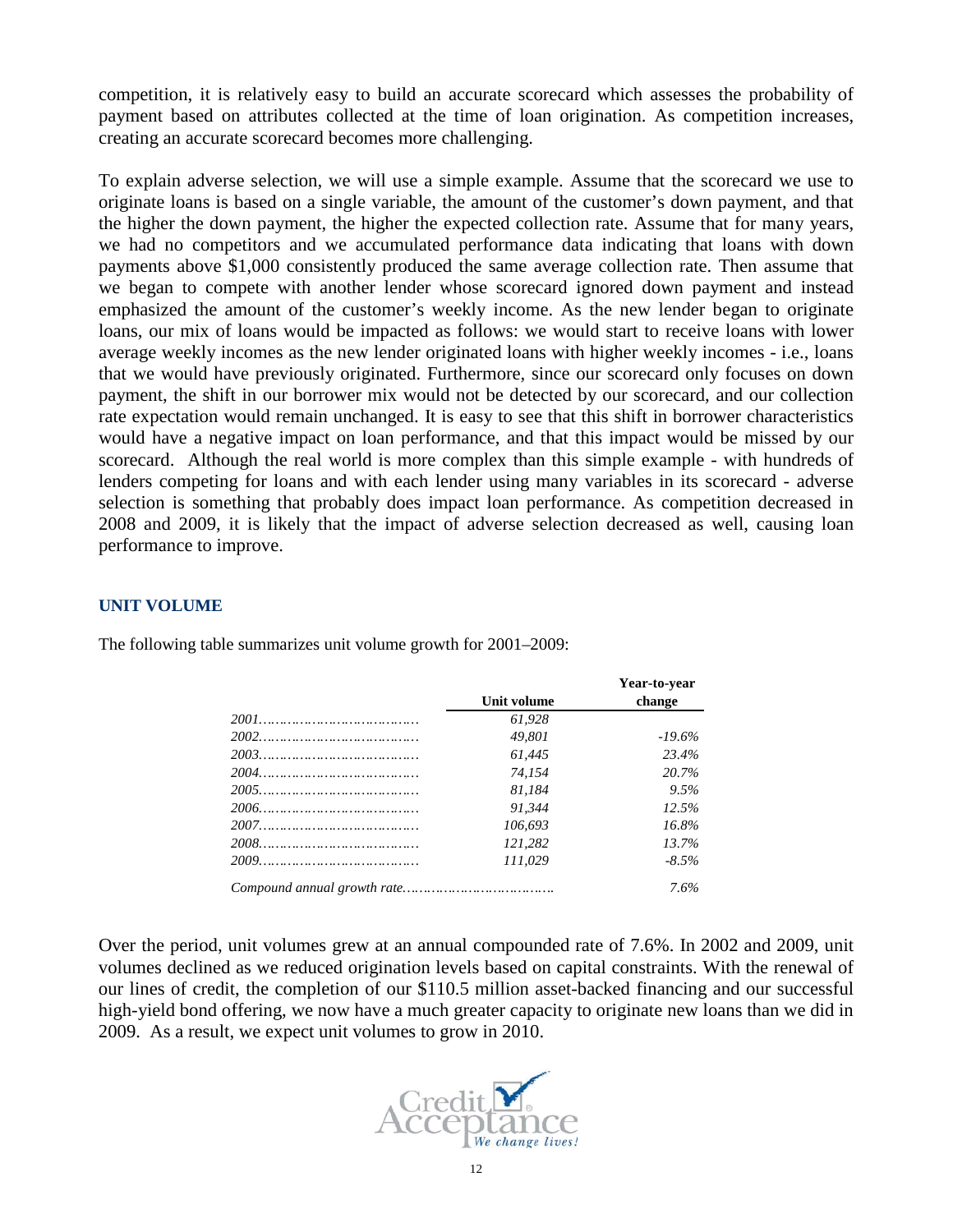competition, it is relatively easy to build an accurate scorecard which assesses the probability of payment based on attributes collected at the time of loan origination. As competition increases, creating an accurate scorecard becomes more challenging.

To explain adverse selection, we will use a simple example. Assume that the scorecard we use to originate loans is based on a single variable, the amount of the customer's down payment, and that the higher the down payment, the higher the expected collection rate. Assume that for many years, we had no competitors and we accumulated performance data indicating that loans with down payments above $1,000 consistently produced the same average collection rate. Then assume that we began to compete with another lender whose scorecard ignored down payment and instead emphasized the amount of the customer's weekly income. As the new lender began to originate loans, our mix of loans would be impacted as follows: we would start to receive loans with lower average weekly incomes as the new lender originated loans with higher weekly incomes - i.e., loans that we would have previously originated. Furthermore, since our scorecard only focuses on down payment, the shift in our borrower mix would not be detected by our scorecard, and our collection rate expectation would remain unchanged. It is easy to see that this shift in borrower characteristics would have a negative impact on loan performance, and that this impact would be missed by our scorecard. Although the real world is more complex than this simple example - with hundreds of lenders competing for loans and with each lender using many variables in its scorecard - adverse selection is something that probably does impact loan performance. As competition decreased in 2008 and 2009, it is likely that the impact of adverse selection decreased as well, causing loan performance to improve.

## UNIT VOLUME

The following table summarizes unit volume growth for 2001–2009:

| | Unit volume | Year-to-year change |
|---|---|---|
| *2001* | *61,928* | |
| *2002* | *49,801* | *-19.6%* |
| *2003* | *61,445* | *23.4%* |
| *2004* | *74,154* | *20.7%* |
| *2005* | *81,184* | *9.5%* |
| *2006* | *91,344* | *12.5%* |
| *2007* | *106,693* | *16.8%* |
| *2008* | *121,282* | *13.7%* |
| *2009* | *111,029* | *-8.5%* |
| *Compound annual growth rate* | | *7.6%* |

Over the period, unit volumes grew at an annual compounded rate of 7.6%. In 2002 and 2009, unit volumes declined as we reduced origination levels based on capital constraints. With the renewal of our lines of credit, the completion of our $110.5 million asset-backed financing and our successful high-yield bond offering, we now have a much greater capacity to originate new loans than we did in 2009. As a result, we expect unit volumes to grow in 2010.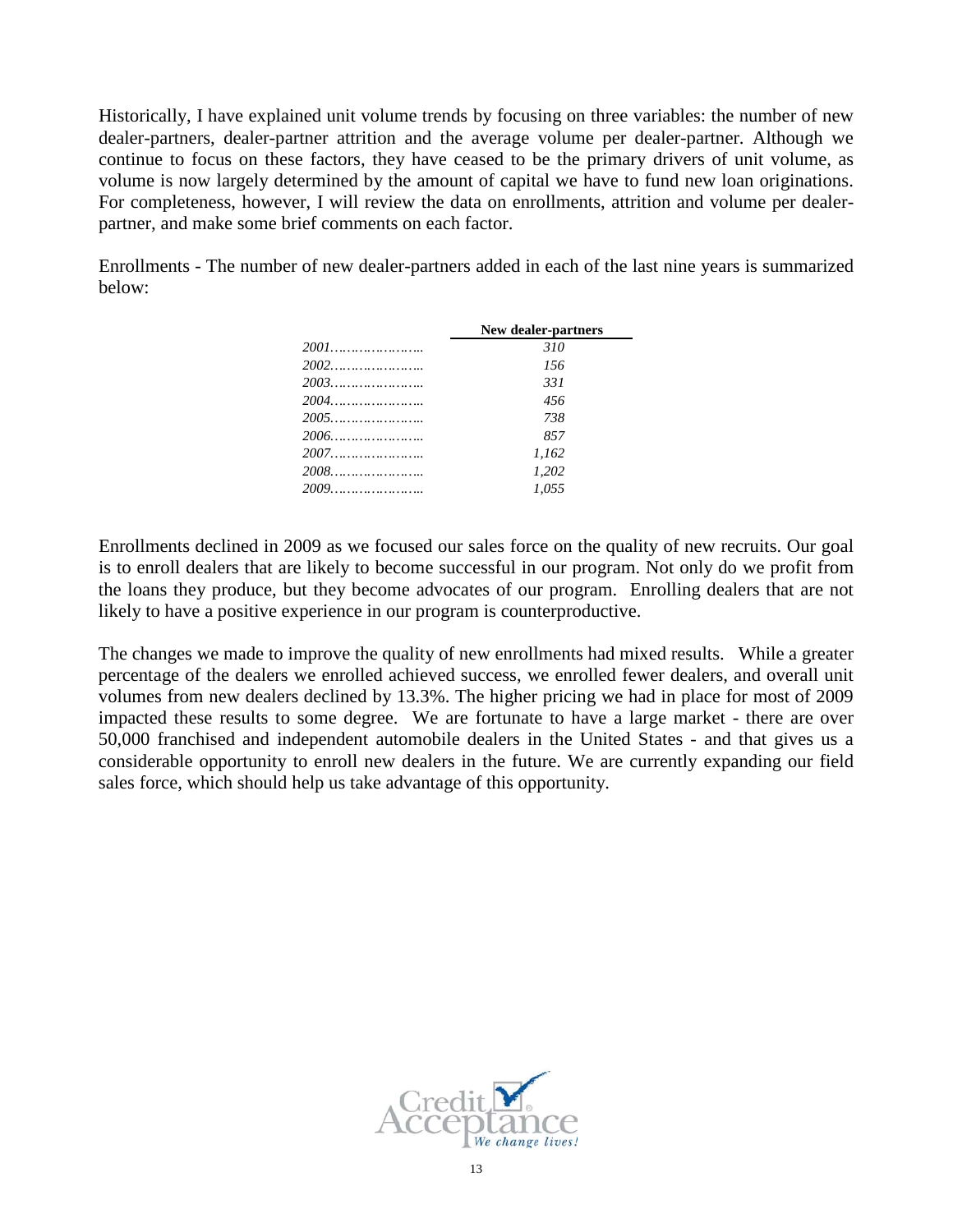Historically, I have explained unit volume trends by focusing on three variables: the number of new dealer-partners, dealer-partner attrition and the average volume per dealer-partner. Although we continue to focus on these factors, they have ceased to be the primary drivers of unit volume, as volume is now largely determined by the amount of capital we have to fund new loan originations. For completeness, however, I will review the data on enrollments, attrition and volume per dealer-partner, and make some brief comments on each factor.

Enrollments - The number of new dealer-partners added in each of the last nine years is summarized below:

| | New dealer-partners |
|---|---|
| *2001…………………* | *310* |
| *2002…………………* | *156* |
| *2003…………………* | *331* |
| *2004…………………* | *456* |
| *2005…………………* | *738* |
| *2006…………………* | *857* |
| *2007…………………* | *1,162* |
| *2008…………………* | *1,202* |
| *2009…………………* | *1,055* |

Enrollments declined in 2009 as we focused our sales force on the quality of new recruits. Our goal is to enroll dealers that are likely to become successful in our program. Not only do we profit from the loans they produce, but they become advocates of our program. Enrolling dealers that are not likely to have a positive experience in our program is counterproductive.

The changes we made to improve the quality of new enrollments had mixed results. While a greater percentage of the dealers we enrolled achieved success, we enrolled fewer dealers, and overall unit volumes from new dealers declined by 13.3%. The higher pricing we had in place for most of 2009 impacted these results to some degree. We are fortunate to have a large market - there are over 50,000 franchised and independent automobile dealers in the United States - and that gives us a considerable opportunity to enroll new dealers in the future. We are currently expanding our field sales force, which should help us take advantage of this opportunity.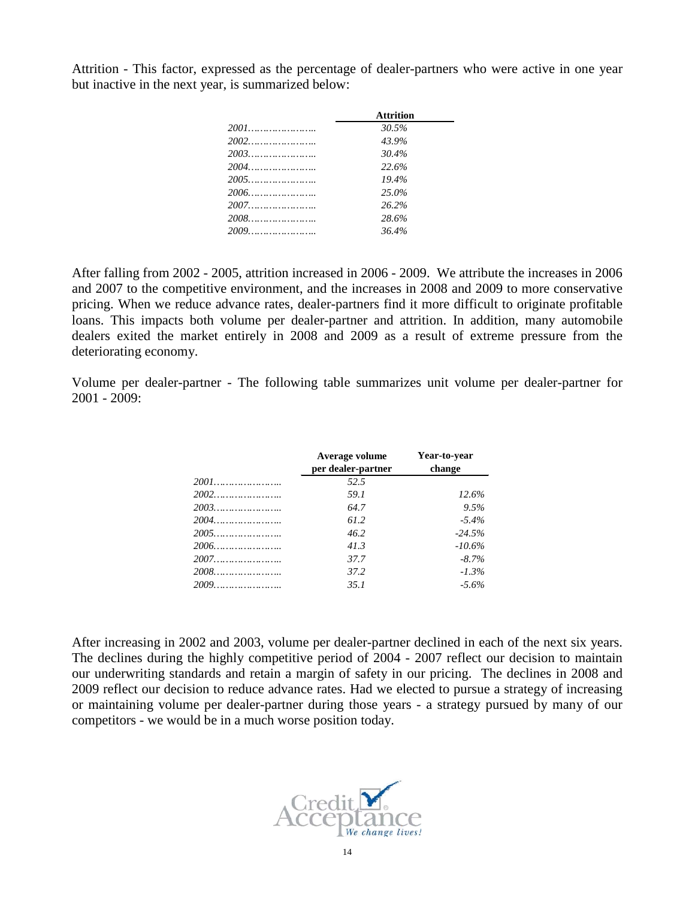Attrition - This factor, expressed as the percentage of dealer-partners who were active in one year but inactive in the next year, is summarized below:

| | Attrition |
|---|---|
| *2001…………………..* | *30.5%* |
| *2002…………………..* | *43.9%* |
| *2003…………………..* | *30.4%* |
| *2004…………………..* | *22.6%* |
| *2005…………………..* | *19.4%* |
| *2006…………………..* | *25.0%* |
| *2007…………………..* | *26.2%* |
| *2008…………………..* | *28.6%* |
| *2009…………………..* | *36.4%* |

After falling from 2002 - 2005, attrition increased in 2006 - 2009. We attribute the increases in 2006 and 2007 to the competitive environment, and the increases in 2008 and 2009 to more conservative pricing. When we reduce advance rates, dealer-partners find it more difficult to originate profitable loans. This impacts both volume per dealer-partner and attrition. In addition, many automobile dealers exited the market entirely in 2008 and 2009 as a result of extreme pressure from the deteriorating economy.

Volume per dealer-partner - The following table summarizes unit volume per dealer-partner for 2001 - 2009:

| | Average volume per dealer-partner | Year-to-year change |
|---|---|---|
| *2001…………………..* | *52.5* | |
| *2002…………………..* | *59.1* | *12.6%* |
| *2003…………………..* | *64.7* | *9.5%* |
| *2004…………………..* | *61.2* | *-5.4%* |
| *2005…………………..* | *46.2* | *-24.5%* |
| *2006…………………..* | *41.3* | *-10.6%* |
| *2007…………………..* | *37.7* | *-8.7%* |
| *2008…………………..* | *37.2* | *-1.3%* |
| *2009…………………..* | *35.1* | *-5.6%* |

After increasing in 2002 and 2003, volume per dealer-partner declined in each of the next six years. The declines during the highly competitive period of 2004 - 2007 reflect our decision to maintain our underwriting standards and retain a margin of safety in our pricing. The declines in 2008 and 2009 reflect our decision to reduce advance rates. Had we elected to pursue a strategy of increasing or maintaining volume per dealer-partner during those years - a strategy pursued by many of our competitors - we would be in a much worse position today.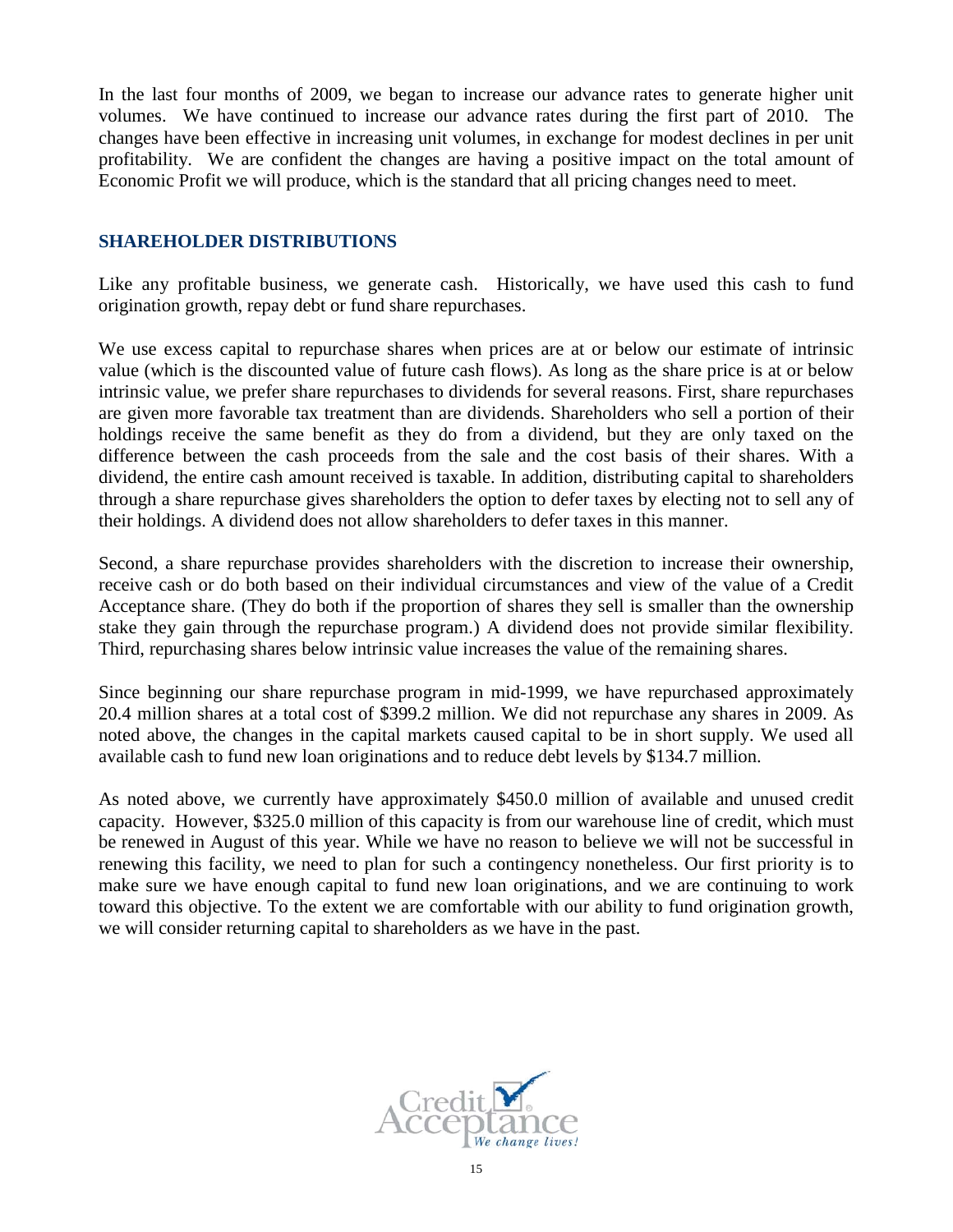In the last four months of 2009, we began to increase our advance rates to generate higher unit volumes. We have continued to increase our advance rates during the first part of 2010. The changes have been effective in increasing unit volumes, in exchange for modest declines in per unit profitability. We are confident the changes are having a positive impact on the total amount of Economic Profit we will produce, which is the standard that all pricing changes need to meet.

## SHAREHOLDER DISTRIBUTIONS

Like any profitable business, we generate cash. Historically, we have used this cash to fund origination growth, repay debt or fund share repurchases.

We use excess capital to repurchase shares when prices are at or below our estimate of intrinsic value (which is the discounted value of future cash flows). As long as the share price is at or below intrinsic value, we prefer share repurchases to dividends for several reasons. First, share repurchases are given more favorable tax treatment than are dividends. Shareholders who sell a portion of their holdings receive the same benefit as they do from a dividend, but they are only taxed on the difference between the cash proceeds from the sale and the cost basis of their shares. With a dividend, the entire cash amount received is taxable. In addition, distributing capital to shareholders through a share repurchase gives shareholders the option to defer taxes by electing not to sell any of their holdings. A dividend does not allow shareholders to defer taxes in this manner.

Second, a share repurchase provides shareholders with the discretion to increase their ownership, receive cash or do both based on their individual circumstances and view of the value of a Credit Acceptance share. (They do both if the proportion of shares they sell is smaller than the ownership stake they gain through the repurchase program.) A dividend does not provide similar flexibility. Third, repurchasing shares below intrinsic value increases the value of the remaining shares.

Since beginning our share repurchase program in mid-1999, we have repurchased approximately 20.4 million shares at a total cost of $399.2 million. We did not repurchase any shares in 2009. As noted above, the changes in the capital markets caused capital to be in short supply. We used all available cash to fund new loan originations and to reduce debt levels by $134.7 million.

As noted above, we currently have approximately $450.0 million of available and unused credit capacity. However, $325.0 million of this capacity is from our warehouse line of credit, which must be renewed in August of this year. While we have no reason to believe we will not be successful in renewing this facility, we need to plan for such a contingency nonetheless. Our first priority is to make sure we have enough capital to fund new loan originations, and we are continuing to work toward this objective. To the extent we are comfortable with our ability to fund origination growth, we will consider returning capital to shareholders as we have in the past.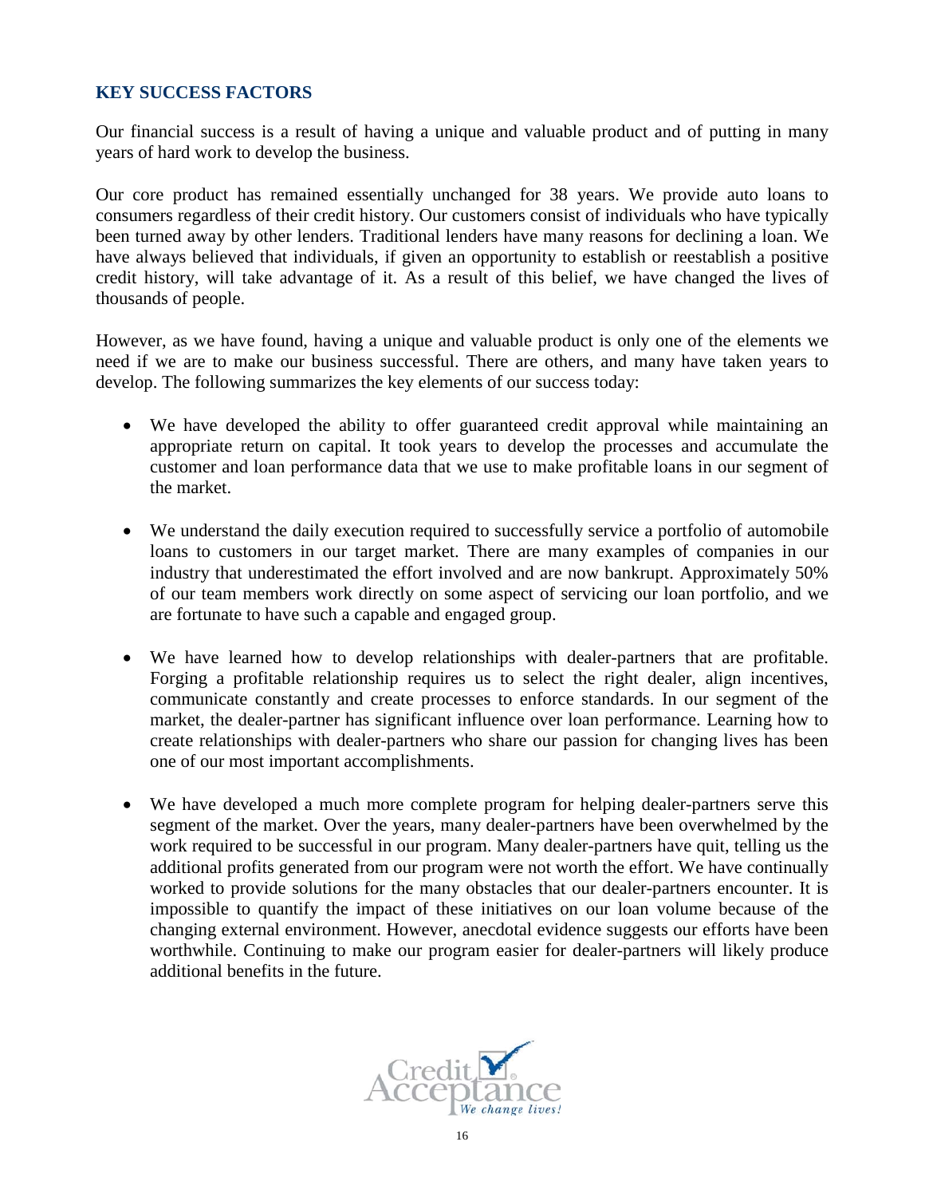## KEY SUCCESS FACTORS

Our financial success is a result of having a unique and valuable product and of putting in many years of hard work to develop the business.

Our core product has remained essentially unchanged for 38 years. We provide auto loans to consumers regardless of their credit history. Our customers consist of individuals who have typically been turned away by other lenders. Traditional lenders have many reasons for declining a loan. We have always believed that individuals, if given an opportunity to establish or reestablish a positive credit history, will take advantage of it. As a result of this belief, we have changed the lives of thousands of people.

However, as we have found, having a unique and valuable product is only one of the elements we need if we are to make our business successful. There are others, and many have taken years to develop. The following summarizes the key elements of our success today:

- We have developed the ability to offer guaranteed credit approval while maintaining an appropriate return on capital. It took years to develop the processes and accumulate the customer and loan performance data that we use to make profitable loans in our segment of the market.

- We understand the daily execution required to successfully service a portfolio of automobile loans to customers in our target market. There are many examples of companies in our industry that underestimated the effort involved and are now bankrupt. Approximately 50% of our team members work directly on some aspect of servicing our loan portfolio, and we are fortunate to have such a capable and engaged group.

- We have learned how to develop relationships with dealer-partners that are profitable. Forging a profitable relationship requires us to select the right dealer, align incentives, communicate constantly and create processes to enforce standards. In our segment of the market, the dealer-partner has significant influence over loan performance. Learning how to create relationships with dealer-partners who share our passion for changing lives has been one of our most important accomplishments.

- We have developed a much more complete program for helping dealer-partners serve this segment of the market. Over the years, many dealer-partners have been overwhelmed by the work required to be successful in our program. Many dealer-partners have quit, telling us the additional profits generated from our program were not worth the effort. We have continually worked to provide solutions for the many obstacles that our dealer-partners encounter. It is impossible to quantify the impact of these initiatives on our loan volume because of the changing external environment. However, anecdotal evidence suggests our efforts have been worthwhile. Continuing to make our program easier for dealer-partners will likely produce additional benefits in the future.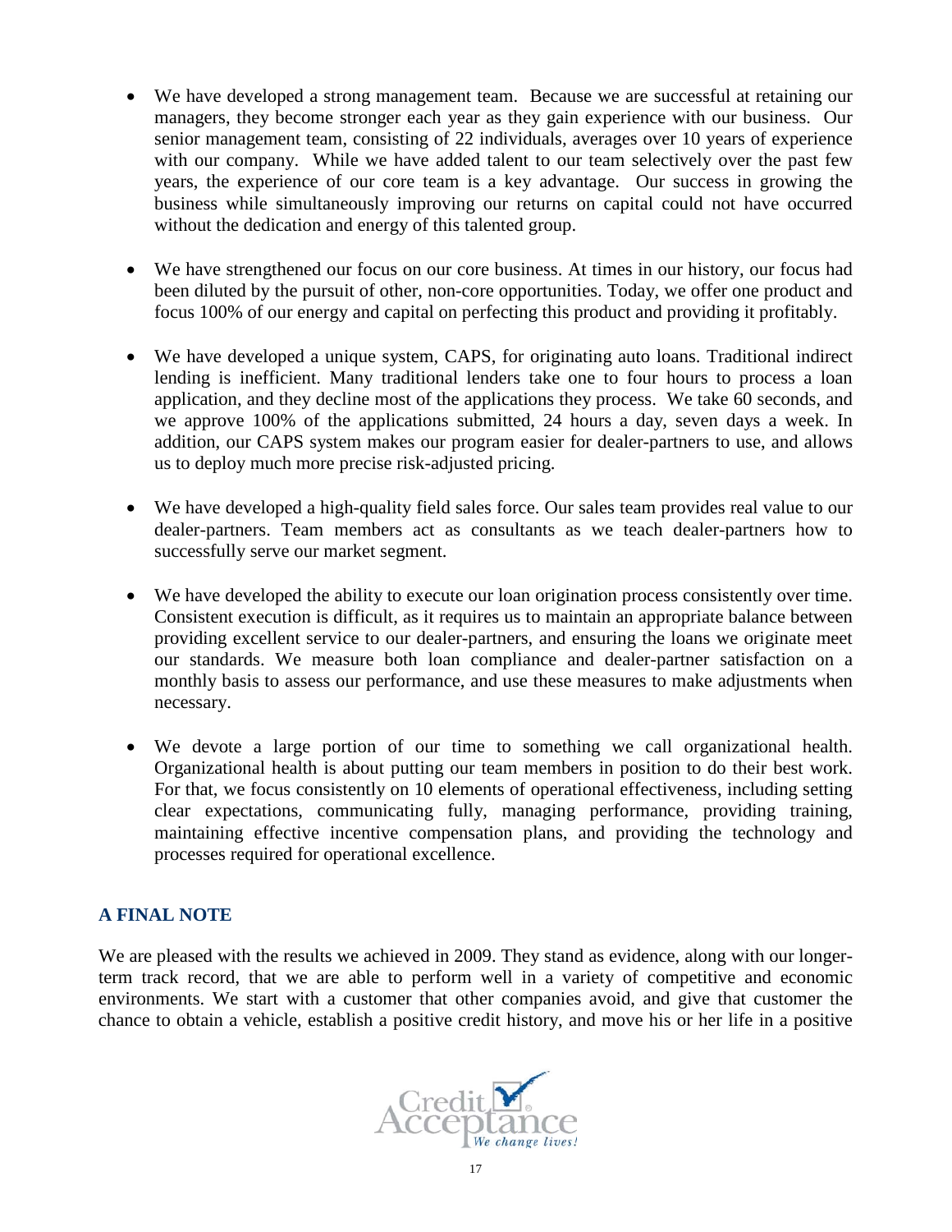- We have developed a strong management team. Because we are successful at retaining our managers, they become stronger each year as they gain experience with our business. Our senior management team, consisting of 22 individuals, averages over 10 years of experience with our company. While we have added talent to our team selectively over the past few years, the experience of our core team is a key advantage. Our success in growing the business while simultaneously improving our returns on capital could not have occurred without the dedication and energy of this talented group.

- We have strengthened our focus on our core business. At times in our history, our focus had been diluted by the pursuit of other, non-core opportunities. Today, we offer one product and focus 100% of our energy and capital on perfecting this product and providing it profitably.

- We have developed a unique system, CAPS, for originating auto loans. Traditional indirect lending is inefficient. Many traditional lenders take one to four hours to process a loan application, and they decline most of the applications they process. We take 60 seconds, and we approve 100% of the applications submitted, 24 hours a day, seven days a week. In addition, our CAPS system makes our program easier for dealer-partners to use, and allows us to deploy much more precise risk-adjusted pricing.

- We have developed a high-quality field sales force. Our sales team provides real value to our dealer-partners. Team members act as consultants as we teach dealer-partners how to successfully serve our market segment.

- We have developed the ability to execute our loan origination process consistently over time. Consistent execution is difficult, as it requires us to maintain an appropriate balance between providing excellent service to our dealer-partners, and ensuring the loans we originate meet our standards. We measure both loan compliance and dealer-partner satisfaction on a monthly basis to assess our performance, and use these measures to make adjustments when necessary.

- We devote a large portion of our time to something we call organizational health. Organizational health is about putting our team members in position to do their best work. For that, we focus consistently on 10 elements of operational effectiveness, including setting clear expectations, communicating fully, managing performance, providing training, maintaining effective incentive compensation plans, and providing the technology and processes required for operational excellence.

## A FINAL NOTE

We are pleased with the results we achieved in 2009. They stand as evidence, along with our longer-term track record, that we are able to perform well in a variety of competitive and economic environments. We start with a customer that other companies avoid, and give that customer the chance to obtain a vehicle, establish a positive credit history, and move his or her life in a positive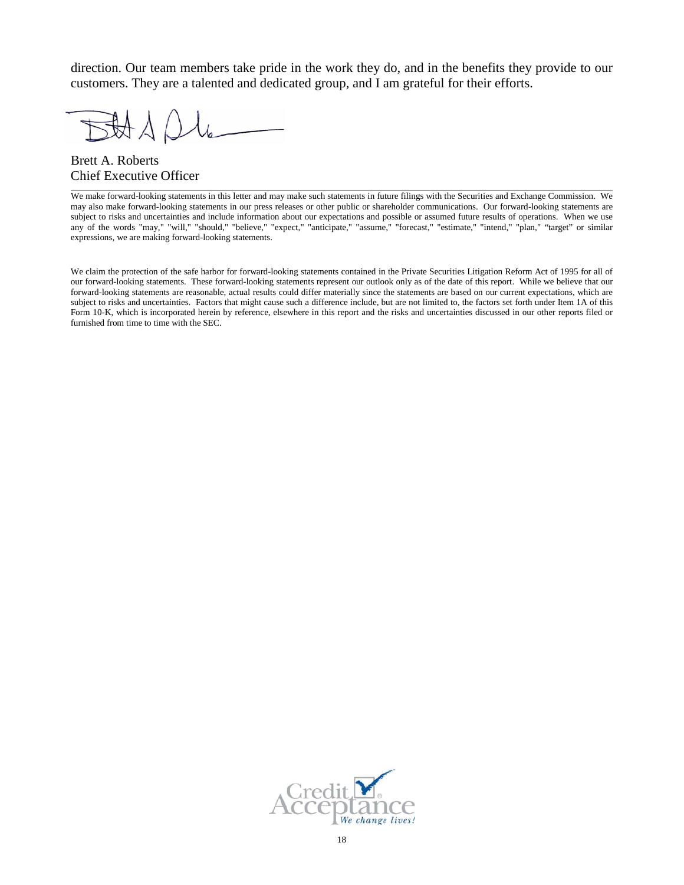direction. Our team members take pride in the work they do, and in the benefits they provide to our customers. They are a talented and dedicated group, and I am grateful for their efforts.

Brett A. Roberts
Chief Executive Officer

---

We make forward-looking statements in this letter and may make such statements in future filings with the Securities and Exchange Commission. We may also make forward-looking statements in our press releases or other public or shareholder communications. Our forward-looking statements are subject to risks and uncertainties and include information about our expectations and possible or assumed future results of operations. When we use any of the words "may," "will," "should," "believe," "expect," "anticipate," "assume," "forecast," "estimate," "intend," "plan," "target" or similar expressions, we are making forward-looking statements.

We claim the protection of the safe harbor for forward-looking statements contained in the Private Securities Litigation Reform Act of 1995 for all of our forward-looking statements. These forward-looking statements represent our outlook only as of the date of this report. While we believe that our forward-looking statements are reasonable, actual results could differ materially since the statements are based on our current expectations, which are subject to risks and uncertainties. Factors that might cause such a difference include, but are not limited to, the factors set forth under Item 1A of this Form 10-K, which is incorporated herein by reference, elsewhere in this report and the risks and uncertainties discussed in our other reports filed or furnished from time to time with the SEC.

Credit Acceptance
*We change lives!*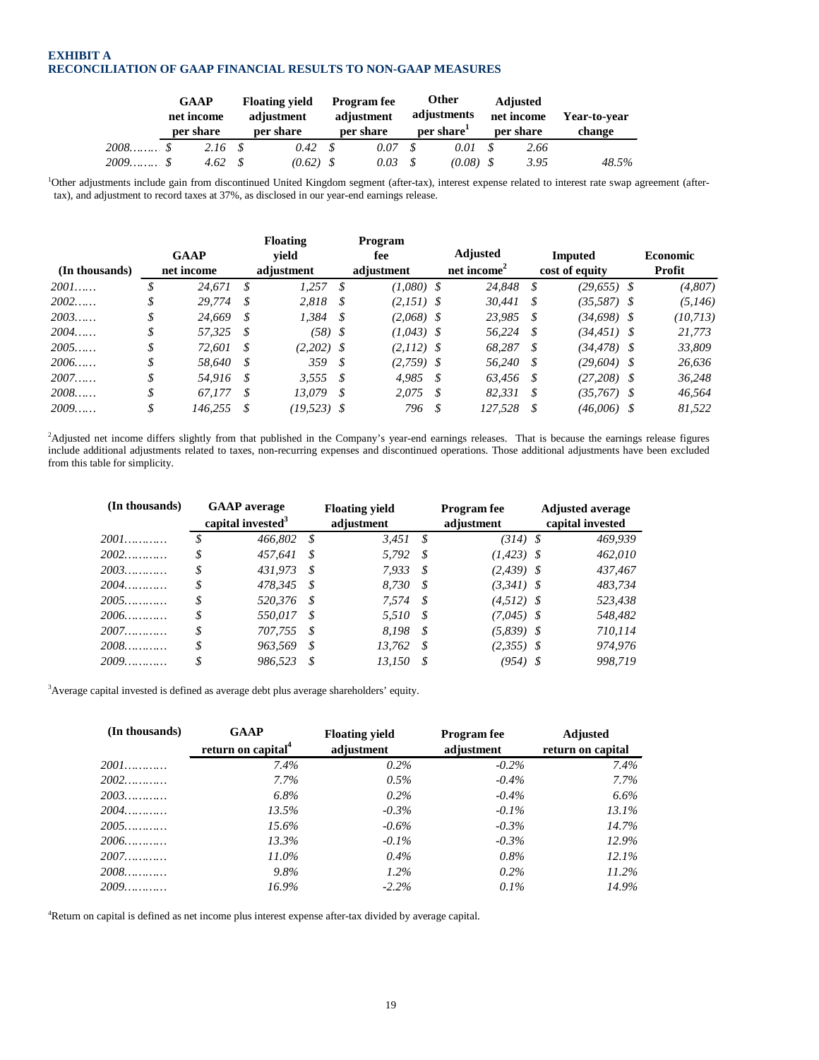**EXHIBIT A**
**RECONCILIATION OF GAAP FINANCIAL RESULTS TO NON-GAAP MEASURES**

| | GAAP net income per share | Floating yield adjustment per share | Program fee adjustment per share | Other adjustments per share[1] | Adjusted net income per share | Year-to-year change |
|---|---|---|---|---|---|---|
| *2008*……. | *$ 2.16* | *$ 0.42* | *$ 0.07* | *$ 0.01* | *$ 2.66* | |
| *2009*……. | *$ 4.62* | *$ (0.62)* | *$ 0.03* | *$ (0.08)* | *$ 3.95* | *48.5%* |

[1]Other adjustments include gain from discontinued United Kingdom segment (after-tax), interest expense related to interest rate swap agreement (after-tax), and adjustment to record taxes at 37%, as disclosed in our year-end earnings release.

| (In thousands) | GAAP net income | Floating yield adjustment | Program fee adjustment | Adjusted net income[2] | Imputed cost of equity | Economic Profit |
|---|---|---|---|---|---|---|
| *2001*…… | *$ 24,671* | *$ 1,257* | *$ (1,080)* | *$ 24,848* | *$ (29,655)* | *$ (4,807)* |
| *2002*…… | *$ 29,774* | *$ 2,818* | *$ (2,151)* | *$ 30,441* | *$ (35,587)* | *$ (5,146)* |
| *2003*…… | *$ 24,669* | *$ 1,384* | *$ (2,068)* | *$ 23,985* | *$ (34,698)* | *$ (10,713)* |
| *2004*…… | *$ 57,325* | *$ (58)* | *$ (1,043)* | *$ 56,224* | *$ (34,451)* | *$ 21,773* |
| *2005*…… | *$ 72,601* | *$ (2,202)* | *$ (2,112)* | *$ 68,287* | *$ (34,478)* | *$ 33,809* |
| *2006*…… | *$ 58,640* | *$ 359* | *$ (2,759)* | *$ 56,240* | *$ (29,604)* | *$ 26,636* |
| *2007*…… | *$ 54,916* | *$ 3,555* | *$ 4,985* | *$ 63,456* | *$ (27,208)* | *$ 36,248* |
| *2008*…… | *$ 67,177* | *$ 13,079* | *$ 2,075* | *$ 82,331* | *$ (35,767)* | *$ 46,564* |
| *2009*…… | *$ 146,255* | *$ (19,523)* | *$ 796* | *$ 127,528* | *$ (46,006)* | *$ 81,522* |

[2]Adjusted net income differs slightly from that published in the Company's year-end earnings releases. That is because the earnings release figures include additional adjustments related to taxes, non-recurring expenses and discontinued operations. Those additional adjustments have been excluded from this table for simplicity.

| (In thousands) | GAAP average capital invested[3] | Floating yield adjustment | Program fee adjustment | Adjusted average capital invested |
|---|---|---|---|---|
| *2001*……….. | *$ 466,802* | *$ 3,451* | *$ (314)* | *$ 469,939* |
| *2002*……….. | *$ 457,641* | *$ 5,792* | *$ (1,423)* | *$ 462,010* |
| *2003*……….. | *$ 431,973* | *$ 7,933* | *$ (2,439)* | *$ 437,467* |
| *2004*……….. | *$ 478,345* | *$ 8,730* | *$ (3,341)* | *$ 483,734* |
| *2005*……….. | *$ 520,376* | *$ 7,574* | *$ (4,512)* | *$ 523,438* |
| *2006*……….. | *$ 550,017* | *$ 5,510* | *$ (7,045)* | *$ 548,482* |
| *2007*……….. | *$ 707,755* | *$ 8,198* | *$ (5,839)* | *$ 710,114* |
| *2008*……….. | *$ 963,569* | *$ 13,762* | *$ (2,355)* | *$ 974,976* |
| *2009*……….. | *$ 986,523* | *$ 13,150* | *$ (954)* | *$ 998,719* |

[3]Average capital invested is defined as average debt plus average shareholders' equity.

| (In thousands) | GAAP return on capital[4] | Floating yield adjustment | Program fee adjustment | Adjusted return on capital |
|---|---|---|---|---|
| *2001*……….. | *7.4%* | *0.2%* | *-0.2%* | *7.4%* |
| *2002*……….. | *7.7%* | *0.5%* | *-0.4%* | *7.7%* |
| *2003*……….. | *6.8%* | *0.2%* | *-0.4%* | *6.6%* |
| *2004*……….. | *13.5%* | *-0.3%* | *-0.1%* | *13.1%* |
| *2005*……….. | *15.6%* | *-0.6%* | *-0.3%* | *14.7%* |
| *2006*……….. | *13.3%* | *-0.1%* | *-0.3%* | *12.9%* |
| *2007*……….. | *11.0%* | *0.4%* | *0.8%* | *12.1%* |
| *2008*……….. | *9.8%* | *1.2%* | *0.2%* | *11.2%* |
| *2009*……….. | *16.9%* | *-2.2%* | *0.1%* | *14.9%* |

[4]Return on capital is defined as net income plus interest expense after-tax divided by average capital.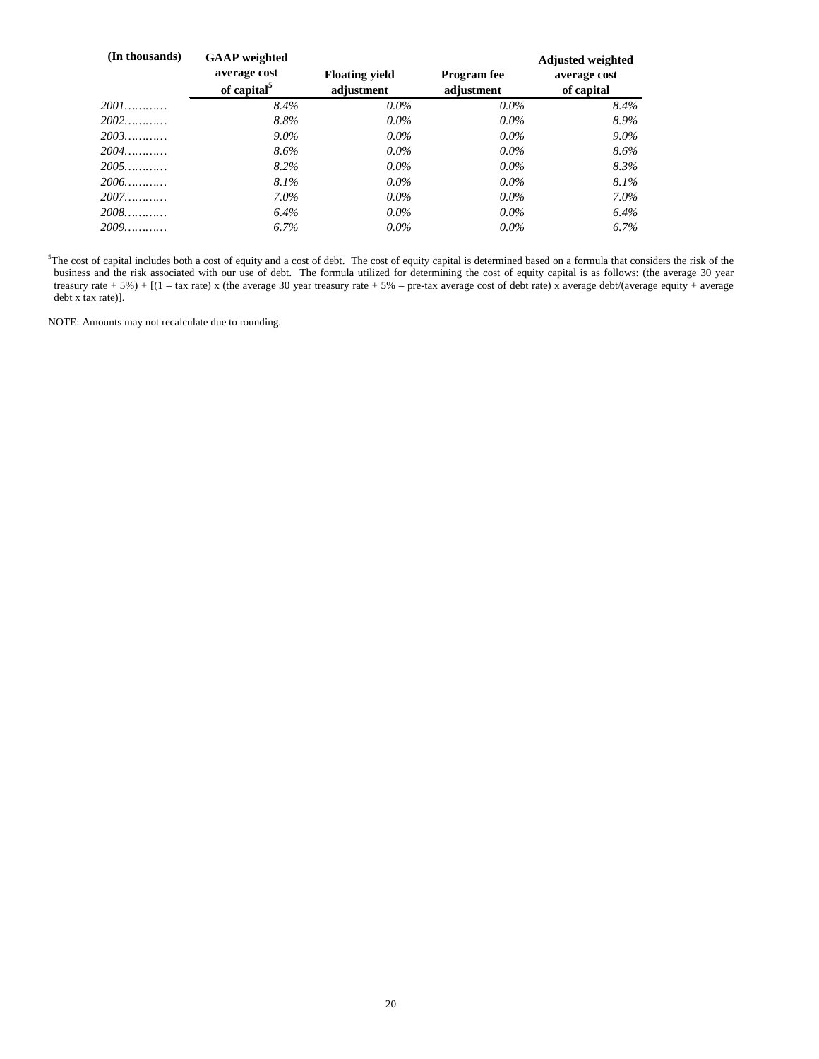| (In thousands) | GAAP weighted average cost of capital[5] | Floating yield adjustment | Program fee adjustment | Adjusted weighted average cost of capital |
|---|---|---|---|---|
| *2001…………* | *8.4%* | *0.0%* | *0.0%* | *8.4%* |
| *2002…………* | *8.8%* | *0.0%* | *0.0%* | *8.9%* |
| *2003…………* | *9.0%* | *0.0%* | *0.0%* | *9.0%* |
| *2004…………* | *8.6%* | *0.0%* | *0.0%* | *8.6%* |
| *2005…………* | *8.2%* | *0.0%* | *0.0%* | *8.3%* |
| *2006…………* | *8.1%* | *0.0%* | *0.0%* | *8.1%* |
| *2007…………* | *7.0%* | *0.0%* | *0.0%* | *7.0%* |
| *2008…………* | *6.4%* | *0.0%* | *0.0%* | *6.4%* |
| *2009…………* | *6.7%* | *0.0%* | *0.0%* | *6.7%* |

[5]The cost of capital includes both a cost of equity and a cost of debt. The cost of equity capital is determined based on a formula that considers the risk of the business and the risk associated with our use of debt. The formula utilized for determining the cost of equity capital is as follows: (the average 30 year treasury rate + 5%) + [(1 – tax rate) x (the average 30 year treasury rate + 5% – pre-tax average cost of debt rate) x average debt/(average equity + average debt x tax rate)].

NOTE: Amounts may not recalculate due to rounding.